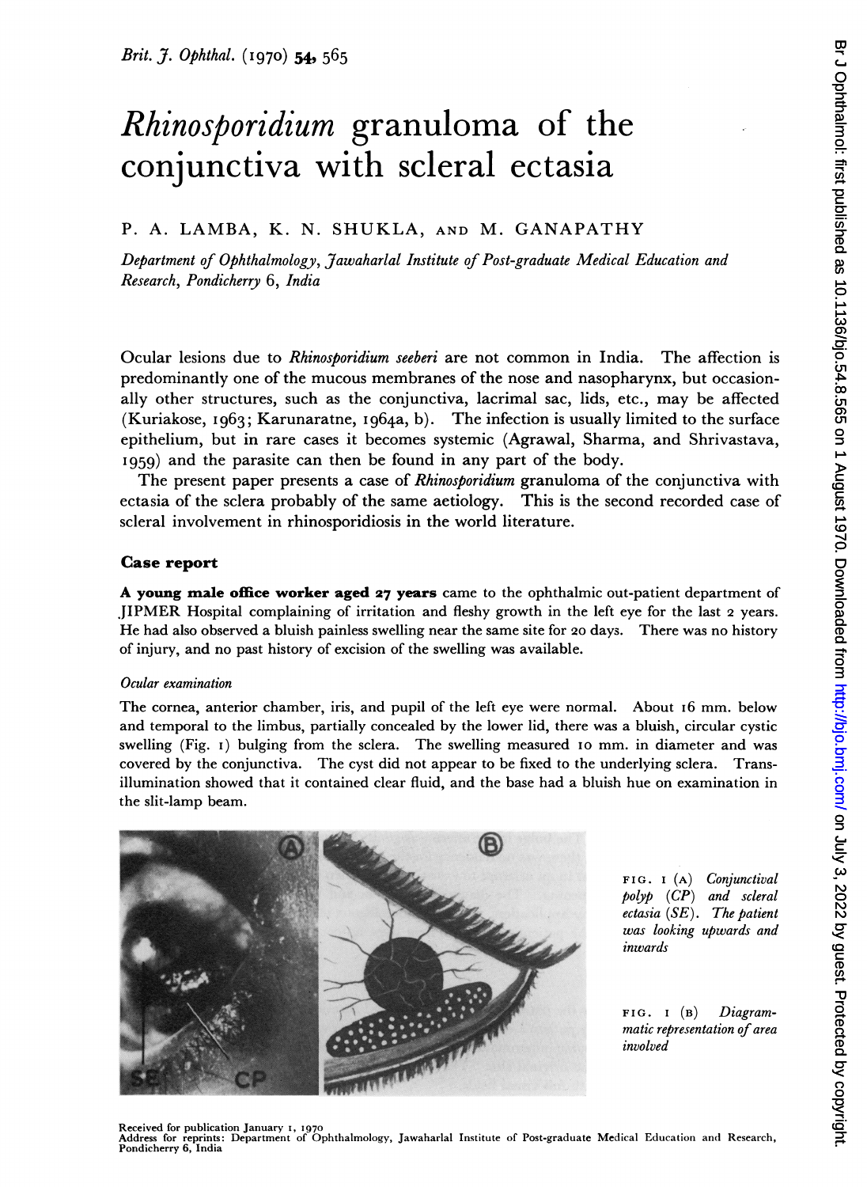# *Rhinosporidium* granuloma of the conjunctiva with scleral ectasia

P. A. LAMBA, K. N. SHUKLA, AND M. GANAPATHY

*Department of Ophthalmology, Jawaharlal Institute of Post-graduate Medical Education and Research, Pondicherry 6, India*

Ocular lesions due to *Rhinosporidium seeberi* are not common in India. The affection is predominantly one of the mucous membranes of the nose and nasopharynx, but occasionally other structures, such as the conjunctiva, lacrimal sac, lids, etc., may be affected (Kuriakose, 1963; Karunaratne, 1964a, b). The infection is usually limited to the surface epithelium, but in rare cases it becomes systemic (Agrawal, Sharma, and Shrivastava, 1959) and the parasite can then be found in any part of the body.

The present paper presents a case of *Rhinosporidium* granuloma of the conjunctiva with ectasia of the sclera probably of the same aetiology. This is the second recorded case of scleral involvement in rhinosporidiosis in the world literature.

## Case report

**A young male office worker aged 27 years** came to the ophthalmic out-patient department of JIPMER Hospital complaining of irritation and fleshy growth in the left eye for the last 2 years. He had also observed a bluish painless swelling near the same site for 20 days. There was no history of injury, and no past history of excision of the swelling was available.

### *Ocular examination*

The cornea, anterior chamber, iris, and pupil of the left eye were normal. About 16 mm. below and temporal to the limbus, partially concealed by the lower lid, there was a bluish, circular cystic swelling (Fig. 1) bulging from the sclera. The swelling measured 10 mm. in diameter and was covered by the conjunctiva. The cyst did not appear to be fixed to the underlying sclera. Transillumination showed that it contained clear fluid, and the base had a bluish hue on examination in the slit-lamp beam.

FIG. 1 (A) *Conjunctival polyp (CP) and scleral ectasia (SE). The patient was looking upwards and inwards*

FIG. 1 (B) *Diagrammatic representation of area involved*

Received for publication January 1, 1970
Address for reprints: Department of Ophthalmology, Jawaharlal Institute of Post-graduate Medical Education and Research, Pondicherry 6, India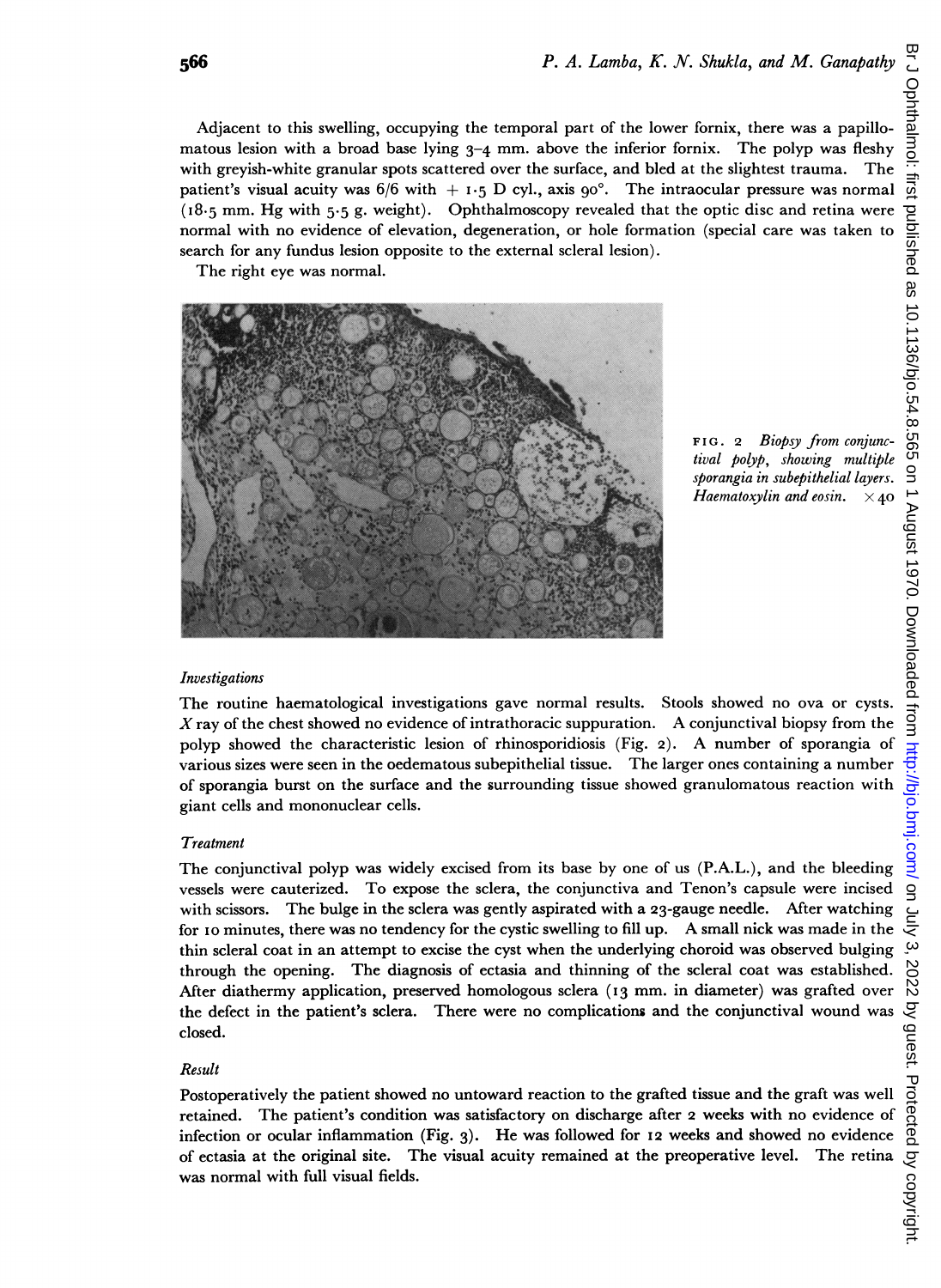Adjacent to this swelling, occupying the temporal part of the lower fornix, there was a papillomatous lesion with a broad base lying 3–4 mm. above the inferior fornix. The polyp was fleshy with greyish-white granular spots scattered over the surface, and bled at the slightest trauma. The patient's visual acuity was 6/6 with + 1·5 D cyl., axis 90°. The intraocular pressure was normal (18·5 mm. Hg with 5·5 g. weight). Ophthalmoscopy revealed that the optic disc and retina were normal with no evidence of elevation, degeneration, or hole formation (special care was taken to search for any fundus lesion opposite to the external scleral lesion).

The right eye was normal.

FIG. 2 *Biopsy from conjunctival polyp, showing multiple sporangia in subepithelial layers. Haematoxylin and eosin.* ×40

### *Investigations*

The routine haematological investigations gave normal results. Stools showed no ova or cysts. *X* ray of the chest showed no evidence of intrathoracic suppuration. A conjunctival biopsy from the polyp showed the characteristic lesion of rhinosporidiosis (Fig. 2). A number of sporangia of various sizes were seen in the oedematous subepithelial tissue. The larger ones containing a number of sporangia burst on the surface and the surrounding tissue showed granulomatous reaction with giant cells and mononuclear cells.

### *Treatment*

The conjunctival polyp was widely excised from its base by one of us (P.A.L.), and the bleeding vessels were cauterized. To expose the sclera, the conjunctiva and Tenon's capsule were incised with scissors. The bulge in the sclera was gently aspirated with a 23-gauge needle. After watching for 10 minutes, there was no tendency for the cystic swelling to fill up. A small nick was made in the thin scleral coat in an attempt to excise the cyst when the underlying choroid was observed bulging through the opening. The diagnosis of ectasia and thinning of the scleral coat was established. After diathermy application, preserved homologous sclera (13 mm. in diameter) was grafted over the defect in the patient's sclera. There were no complications and the conjunctival wound was closed.

### *Result*

Postoperatively the patient showed no untoward reaction to the grafted tissue and the graft was well retained. The patient's condition was satisfactory on discharge after 2 weeks with no evidence of infection or ocular inflammation (Fig. 3). He was followed for 12 weeks and showed no evidence of ectasia at the original site. The visual acuity remained at the preoperative level. The retina was normal with full visual fields.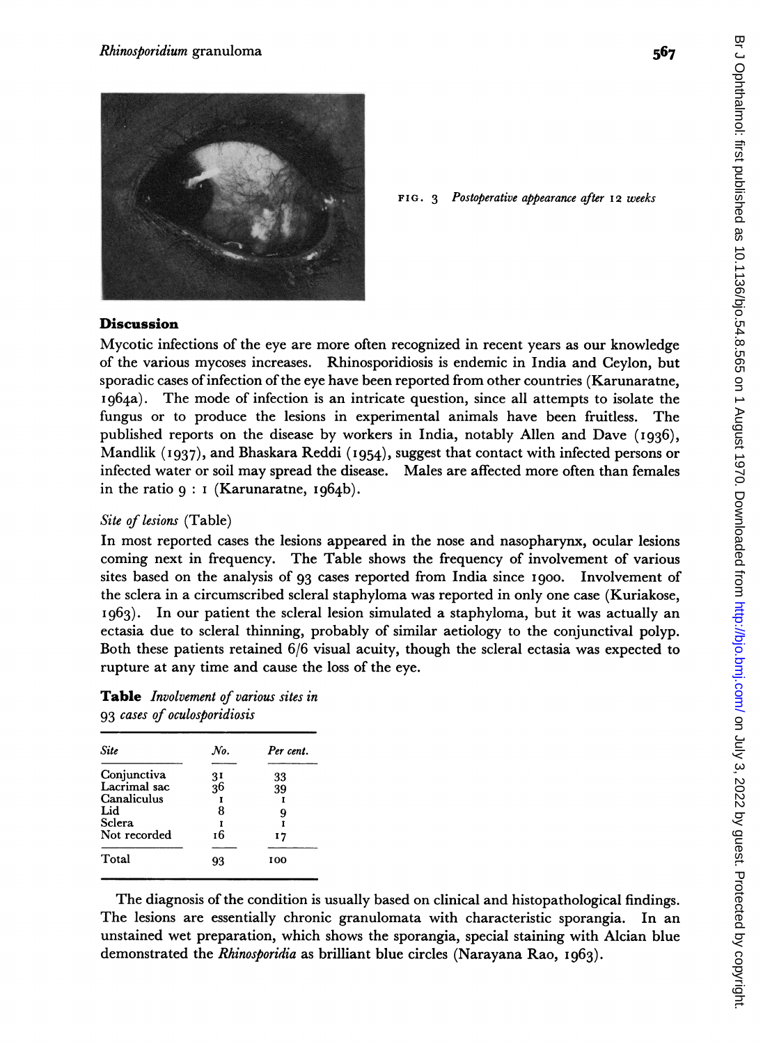FIG. 3 *Postoperative appearance after 12 weeks*

## Discussion

Mycotic infections of the eye are more often recognized in recent years as our knowledge of the various mycoses increases. Rhinosporidiosis is endemic in India and Ceylon, but sporadic cases of infection of the eye have been reported from other countries (Karunaratne, 1964a). The mode of infection is an intricate question, since all attempts to isolate the fungus or to produce the lesions in experimental animals have been fruitless. The published reports on the disease by workers in India, notably Allen and Dave (1936), Mandlik (1937), and Bhaskara Reddi (1954), suggest that contact with infected persons or infected water or soil may spread the disease. Males are affected more often than females in the ratio 9 : 1 (Karunaratne, 1964b).

### *Site of lesions* (Table)

In most reported cases the lesions appeared in the nose and nasopharynx, ocular lesions coming next in frequency. The Table shows the frequency of involvement of various sites based on the analysis of 93 cases reported from India since 1900. Involvement of the sclera in a circumscribed scleral staphyloma was reported in only one case (Kuriakose, 1963). In our patient the scleral lesion simulated a staphyloma, but it was actually an ectasia due to scleral thinning, probably of similar aetiology to the conjunctival polyp. Both these patients retained 6/6 visual acuity, though the scleral ectasia was expected to rupture at any time and cause the loss of the eye.

**Table** *Involvement of various sites in 93 cases of oculosporidiosis*

| *Site* | *No.* | *Per cent.* |
|---|---|---|
| Conjunctiva | 31 | 33 |
| Lacrimal sac | 36 | 39 |
| Canaliculus | 1 | 1 |
| Lid | 8 | 9 |
| Sclera | 1 | 1 |
| Not recorded | 16 | 17 |
| Total | 93 | 100 |

The diagnosis of the condition is usually based on clinical and histopathological findings. The lesions are essentially chronic granulomata with characteristic sporangia. In an unstained wet preparation, which shows the sporangia, special staining with Alcian blue demonstrated the *Rhinosporidia* as brilliant blue circles (Narayana Rao, 1963).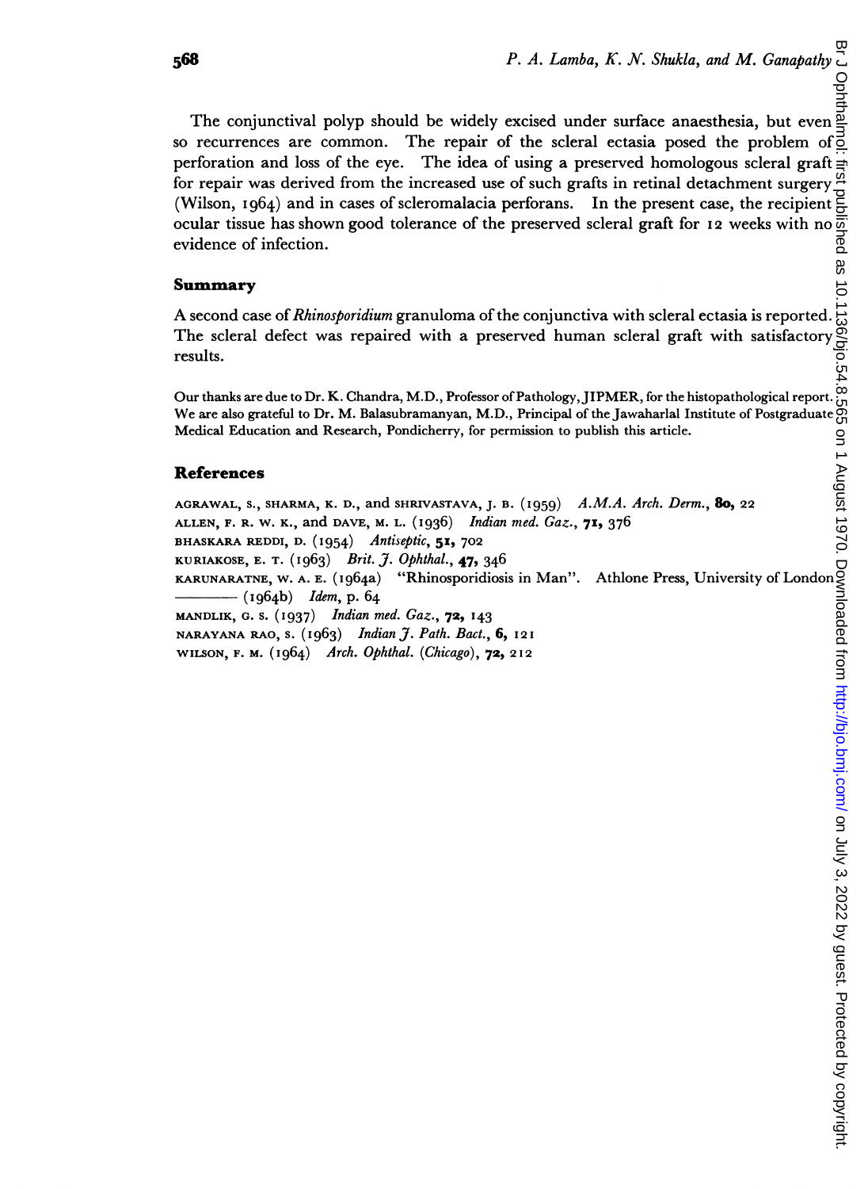The conjunctival polyp should be widely excised under surface anaesthesia, but even so recurrences are common. The repair of the scleral ectasia posed the problem of perforation and loss of the eye. The idea of using a preserved homologous scleral graft for repair was derived from the increased use of such grafts in retinal detachment surgery (Wilson, 1964) and in cases of scleromalacia perforans. In the present case, the recipient ocular tissue has shown good tolerance of the preserved scleral graft for 12 weeks with no evidence of infection.

## Summary

A second case of *Rhinosporidium* granuloma of the conjunctiva with scleral ectasia is reported. The scleral defect was repaired with a preserved human scleral graft with satisfactory results.

Our thanks are due to Dr. K. Chandra, M.D., Professor of Pathology, JIPMER, for the histopathological report. We are also grateful to Dr. M. Balasubramanyan, M.D., Principal of the Jawaharlal Institute of Postgraduate Medical Education and Research, Pondicherry, for permission to publish this article.

## References

AGRAWAL, S., SHARMA, K. D., and SHRIVASTAVA, J. B. (1959) *A.M.A. Arch. Derm.*, **80**, 22

ALLEN, F. R. W. K., and DAVE, M. L. (1936) *Indian med. Gaz.*, **71**, 376

BHASKARA REDDI, D. (1954) *Antiseptic*, **51**, 702

KURIAKOSE, E. T. (1963) *Brit. J. Ophthal.*, **47**, 346

KARUNARATNE, W. A. E. (1964a) "Rhinosporidiosis in Man". Athlone Press, University of London

——— (1964b) *Idem*, p. 64

MANDLIK, G. S. (1937) *Indian med. Gaz.*, **72**, 143

NARAYANA RAO, S. (1963) *Indian J. Path. Bact.*, **6**, 121

WILSON, F. M. (1964) *Arch. Ophthal. (Chicago)*, **72**, 212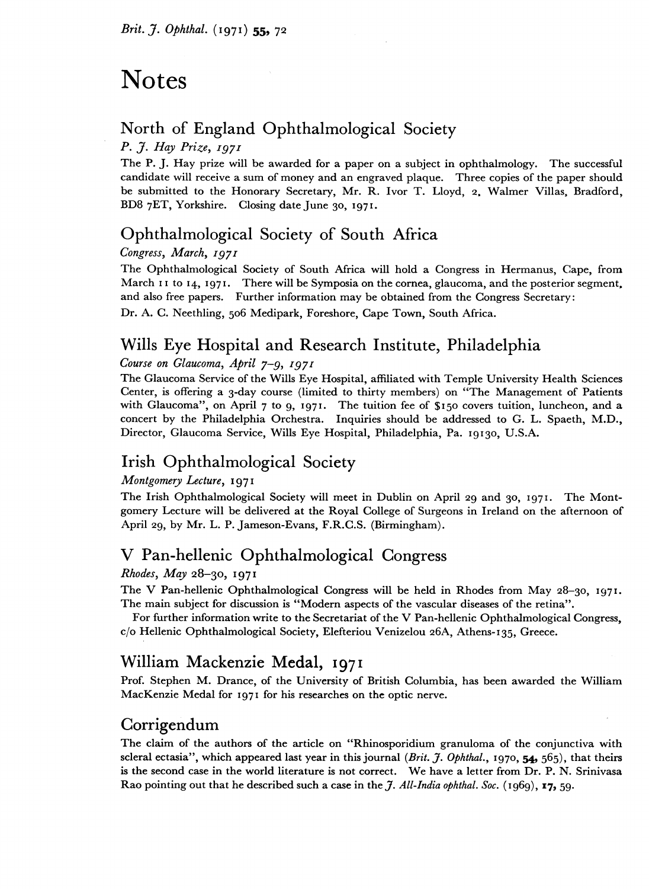# Notes

## North of England Ophthalmological Society

*P. J. Hay Prize, 1971*

The P. J. Hay prize will be awarded for a paper on a subject in ophthalmology. The successful candidate will receive a sum of money and an engraved plaque. Three copies of the paper should be submitted to the Honorary Secretary, Mr. R. Ivor T. Lloyd, 2, Walmer Villas, Bradford, BD8 7ET, Yorkshire. Closing date June 30, 1971.

## Ophthalmological Society of South Africa

*Congress, March, 1971*

The Ophthalmological Society of South Africa will hold a Congress in Hermanus, Cape, from March 11 to 14, 1971. There will be Symposia on the cornea, glaucoma, and the posterior segment, and also free papers. Further information may be obtained from the Congress Secretary:

Dr. A. C. Neethling, 506 Medipark, Foreshore, Cape Town, South Africa.

## Wills Eye Hospital and Research Institute, Philadelphia

*Course on Glaucoma, April 7–9, 1971*

The Glaucoma Service of the Wills Eye Hospital, affiliated with Temple University Health Sciences Center, is offering a 3-day course (limited to thirty members) on "The Management of Patients with Glaucoma", on April 7 to 9, 1971. The tuition fee of $150 covers tuition, luncheon, and a concert by the Philadelphia Orchestra. Inquiries should be addressed to G. L. Spaeth, M.D., Director, Glaucoma Service, Wills Eye Hospital, Philadelphia, Pa. 19130, U.S.A.

## Irish Ophthalmological Society

*Montgomery Lecture, 1971*

The Irish Ophthalmological Society will meet in Dublin on April 29 and 30, 1971. The Montgomery Lecture will be delivered at the Royal College of Surgeons in Ireland on the afternoon of April 29, by Mr. L. P. Jameson-Evans, F.R.C.S. (Birmingham).

## V Pan-hellenic Ophthalmological Congress

*Rhodes, May 28–30, 1971*

The V Pan-hellenic Ophthalmological Congress will be held in Rhodes from May 28–30, 1971. The main subject for discussion is "Modern aspects of the vascular diseases of the retina".

For further information write to the Secretariat of the V Pan-hellenic Ophthalmological Congress, c/o Hellenic Ophthalmological Society, Elefteriou Venizelou 26A, Athens-135, Greece.

## William Mackenzie Medal, 1971

Prof. Stephen M. Drance, of the University of British Columbia, has been awarded the William MacKenzie Medal for 1971 for his researches on the optic nerve.

## Corrigendum

The claim of the authors of the article on "Rhinosporidium granuloma of the conjunctiva with scleral ectasia", which appeared last year in this journal (*Brit. J. Ophthal.*, 1970, **54**, 565), that theirs is the second case in the world literature is not correct. We have a letter from Dr. P. N. Srinivasa Rao pointing out that he described such a case in the *J. All-India ophthal. Soc.* (1969), **17**, 59.